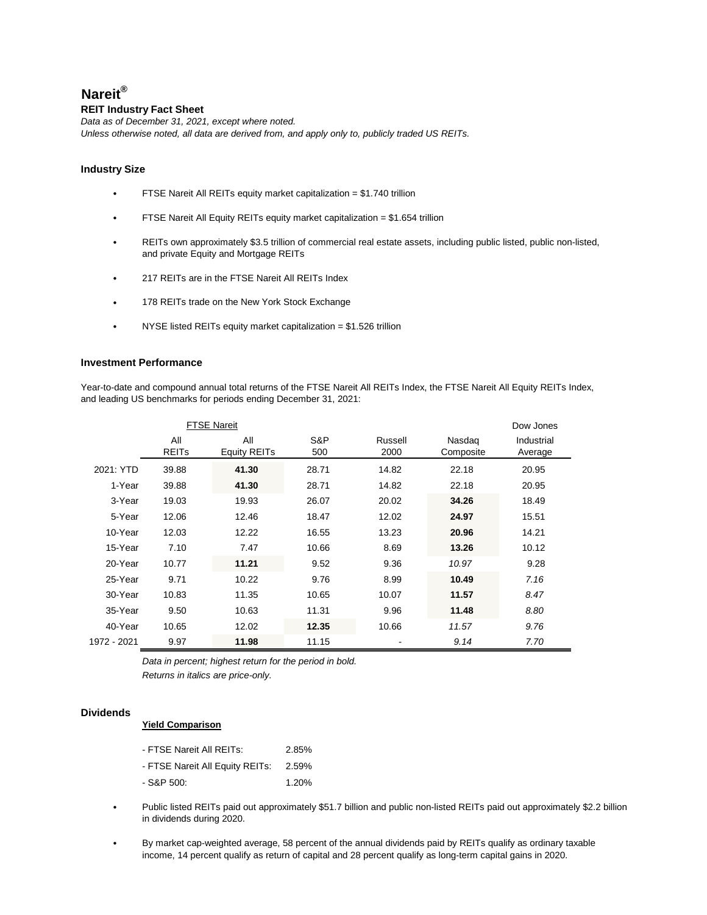# Nareit®

**REIT Industry Fact Sheet**

*Data as of December 31, 2021, except where noted.*
*Unless otherwise noted, all data are derived from, and apply only to, publicly traded US REITs.*

## Industry Size

- FTSE Nareit All REITs equity market capitalization = $1.740 trillion
- FTSE Nareit All Equity REITs equity market capitalization = $1.654 trillion
- REITs own approximately $3.5 trillion of commercial real estate assets, including public listed, public non-listed, and private Equity and Mortgage REITs
- 217 REITs are in the FTSE Nareit All REITs Index
- 178 REITs trade on the New York Stock Exchange
- NYSE listed REITs equity market capitalization = $1.526 trillion

## Investment Performance

Year-to-date and compound annual total returns of the FTSE Nareit All REITs Index, the FTSE Nareit All Equity REITs Index, and leading US benchmarks for periods ending December 31, 2021:

| | FTSE Nareit | | | | | Dow Jones |
|---|---|---|---|---|---|---|
| | All REITs | All Equity REITs | S&P 500 | Russell 2000 | Nasdaq Composite | Industrial Average |
| 2021: YTD | 39.88 | **41.30** | 28.71 | 14.82 | 22.18 | 20.95 |
| 1-Year | 39.88 | **41.30** | 28.71 | 14.82 | 22.18 | 20.95 |
| 3-Year | 19.03 | 19.93 | 26.07 | 20.02 | **34.26** | 18.49 |
| 5-Year | 12.06 | 12.46 | 18.47 | 12.02 | **24.97** | 15.51 |
| 10-Year | 12.03 | 12.22 | 16.55 | 13.23 | **20.96** | 14.21 |
| 15-Year | 7.10 | 7.47 | 10.66 | 8.69 | **13.26** | 10.12 |
| 20-Year | 10.77 | **11.21** | 9.52 | 9.36 | *10.97* | 9.28 |
| 25-Year | 9.71 | 10.22 | 9.76 | 8.99 | **10.49** | *7.16* |
| 30-Year | 10.83 | 11.35 | 10.65 | 10.07 | **11.57** | *8.47* |
| 35-Year | 9.50 | 10.63 | 11.31 | 9.96 | **11.48** | *8.80* |
| 40-Year | 10.65 | 12.02 | **12.35** | 10.66 | *11.57* | *9.76* |
| 1972 - 2021 | 9.97 | **11.98** | 11.15 | - | *9.14* | *7.70* |

*Data in percent; highest return for the period in bold.*
*Returns in italics are price-only.*

## Dividends

**Yield Comparison**

- FTSE Nareit All REITs: 2.85%
- FTSE Nareit All Equity REITs: 2.59%
- S&P 500: 1.20%

- Public listed REITs paid out approximately $51.7 billion and public non-listed REITs paid out approximately $2.2 billion in dividends during 2020.
- By market cap-weighted average, 58 percent of the annual dividends paid by REITs qualify as ordinary taxable income, 14 percent qualify as return of capital and 28 percent qualify as long-term capital gains in 2020.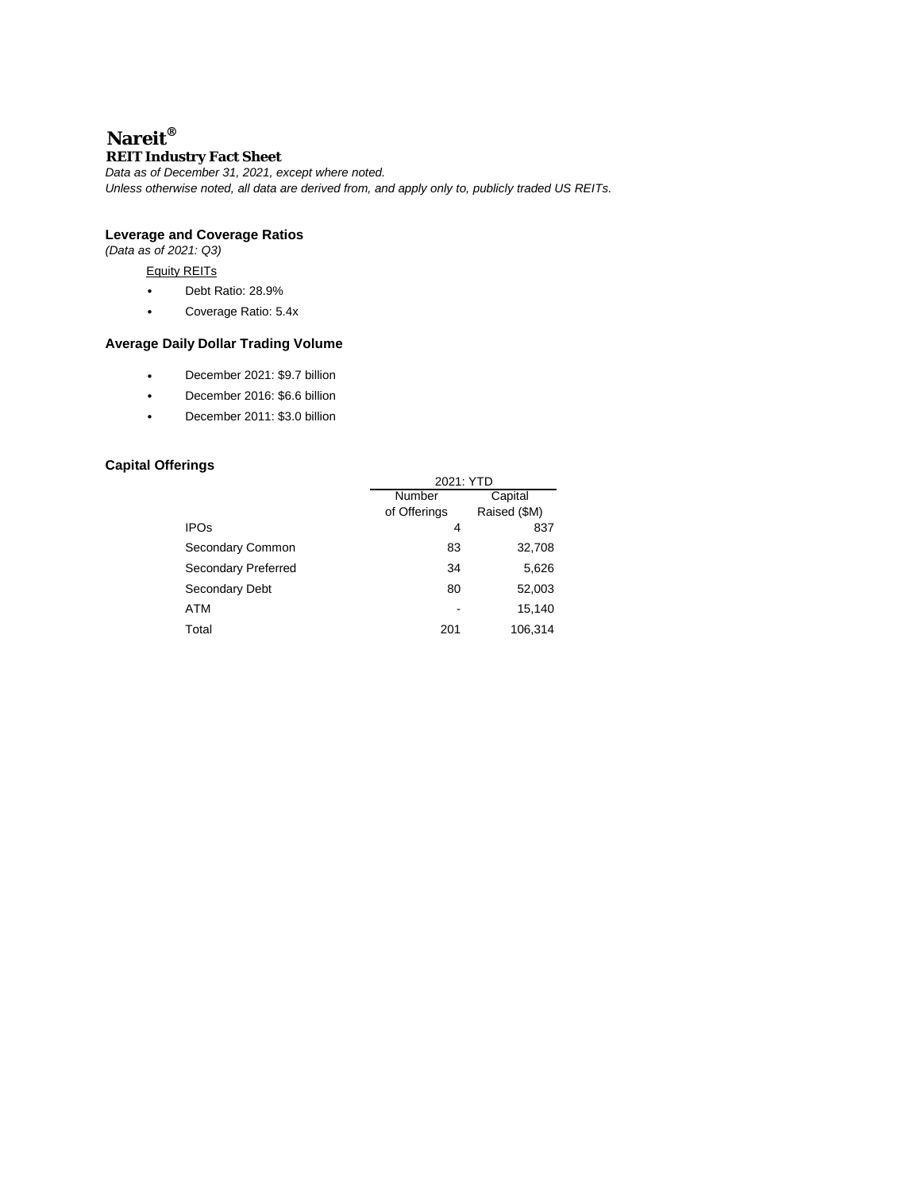# Nareit®

**REIT Industry Fact Sheet**

*Data as of December 31, 2021, except where noted.*

*Unless otherwise noted, all data are derived from, and apply only to, publicly traded US REITs.*

### Leverage and Coverage Ratios

*(Data as of 2021: Q3)*

Equity REITs

- Debt Ratio: 28.9%
- Coverage Ratio: 5.4x

### Average Daily Dollar Trading Volume

- December 2021: $9.7 billion
- December 2016: $6.6 billion
- December 2011: $3.0 billion

### Capital Offerings

| | 2021: YTD | |
|---|---|---|
| | Number of Offerings | Capital Raised ($M) |
| IPOs | 4 | 837 |
| Secondary Common | 83 | 32,708 |
| Secondary Preferred | 34 | 5,626 |
| Secondary Debt | 80 | 52,003 |
| ATM | - | 15,140 |
| Total | 201 | 106,314 |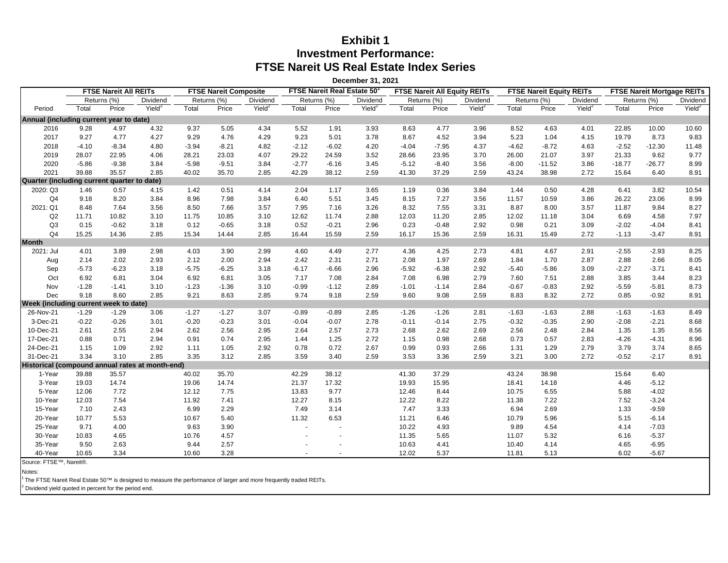# Exhibit 1
# Investment Performance:
# FTSE Nareit US Real Estate Index Series

**December 31, 2021**

| | FTSE Nareit All REITs | | | FTSE Nareit Composite | | | FTSE Nareit Real Estate 50[1] | | | FTSE Nareit All Equity REITs | | | FTSE Nareit Equity REITs | | | FTSE Nareit Mortgage REITs | | |
|---|---|---|---|---|---|---|---|---|---|---|---|---|---|---|---|---|---|---|
| | Returns (%) | | Dividend | Returns (%) | | Dividend | Returns (%) | | Dividend | Returns (%) | | Dividend | Returns (%) | | Dividend | Returns (%) | | Dividend |
| Period | Total | Price | Yield[2] | Total | Price | Yield[2] | Total | Price | Yield[2] | Total | Price | Yield[2] | Total | Price | Yield[2] | Total | Price | Yield[2] |
| **Annual (including current year to date)** | | | | | | | | | | | | | | | | | | |
| 2016 | 9.28 | 4.97 | 4.32 | 9.37 | 5.05 | 4.34 | 5.52 | 1.91 | 3.93 | 8.63 | 4.77 | 3.96 | 8.52 | 4.63 | 4.01 | 22.85 | 10.00 | 10.60 |
| 2017 | 9.27 | 4.77 | 4.27 | 9.29 | 4.76 | 4.29 | 9.23 | 5.01 | 3.78 | 8.67 | 4.52 | 3.94 | 5.23 | 1.04 | 4.15 | 19.79 | 8.73 | 9.83 |
| 2018 | -4.10 | -8.34 | 4.80 | -3.94 | -8.21 | 4.82 | -2.12 | -6.02 | 4.20 | -4.04 | -7.95 | 4.37 | -4.62 | -8.72 | 4.63 | -2.52 | -12.30 | 11.48 |
| 2019 | 28.07 | 22.95 | 4.06 | 28.21 | 23.03 | 4.07 | 29.22 | 24.59 | 3.52 | 28.66 | 23.95 | 3.70 | 26.00 | 21.07 | 3.97 | 21.33 | 9.62 | 9.77 |
| 2020 | -5.86 | -9.38 | 3.84 | -5.98 | -9.51 | 3.84 | -2.77 | -6.16 | 3.45 | -5.12 | -8.40 | 3.56 | -8.00 | -11.52 | 3.86 | -18.77 | -26.77 | 8.99 |
| 2021 | 39.88 | 35.57 | 2.85 | 40.02 | 35.70 | 2.85 | 42.29 | 38.12 | 2.59 | 41.30 | 37.29 | 2.59 | 43.24 | 38.98 | 2.72 | 15.64 | 6.40 | 8.91 |
| **Quarter (including current quarter to date)** | | | | | | | | | | | | | | | | | | |
| 2020: Q3 | 1.46 | 0.57 | 4.15 | 1.42 | 0.51 | 4.14 | 2.04 | 1.17 | 3.65 | 1.19 | 0.36 | 3.84 | 1.44 | 0.50 | 4.28 | 6.41 | 3.82 | 10.54 |
| Q4 | 9.18 | 8.20 | 3.84 | 8.96 | 7.98 | 3.84 | 6.40 | 5.51 | 3.45 | 8.15 | 7.27 | 3.56 | 11.57 | 10.59 | 3.86 | 26.22 | 23.06 | 8.99 |
| 2021: Q1 | 8.48 | 7.64 | 3.56 | 8.50 | 7.66 | 3.57 | 7.95 | 7.16 | 3.26 | 8.32 | 7.55 | 3.31 | 8.87 | 8.00 | 3.57 | 11.87 | 9.84 | 8.27 |
| Q2 | 11.71 | 10.82 | 3.10 | 11.75 | 10.85 | 3.10 | 12.62 | 11.74 | 2.88 | 12.03 | 11.20 | 2.85 | 12.02 | 11.18 | 3.04 | 6.69 | 4.58 | 7.97 |
| Q3 | 0.15 | -0.62 | 3.18 | 0.12 | -0.65 | 3.18 | 0.52 | -0.21 | 2.96 | 0.23 | -0.48 | 2.92 | 0.98 | 0.21 | 3.09 | -2.02 | -4.04 | 8.41 |
| Q4 | 15.25 | 14.36 | 2.85 | 15.34 | 14.44 | 2.85 | 16.44 | 15.59 | 2.59 | 16.17 | 15.36 | 2.59 | 16.31 | 15.49 | 2.72 | -1.13 | -3.47 | 8.91 |
| **Month** | | | | | | | | | | | | | | | | | | |
| 2021: Jul | 4.01 | 3.89 | 2.98 | 4.03 | 3.90 | 2.99 | 4.60 | 4.49 | 2.77 | 4.36 | 4.25 | 2.73 | 4.81 | 4.67 | 2.91 | -2.55 | -2.93 | 8.25 |
| Aug | 2.14 | 2.02 | 2.93 | 2.12 | 2.00 | 2.94 | 2.42 | 2.31 | 2.71 | 2.08 | 1.97 | 2.69 | 1.84 | 1.70 | 2.87 | 2.88 | 2.66 | 8.05 |
| Sep | -5.73 | -6.23 | 3.18 | -5.75 | -6.25 | 3.18 | -6.17 | -6.66 | 2.96 | -5.92 | -6.38 | 2.92 | -5.40 | -5.86 | 3.09 | -2.27 | -3.71 | 8.41 |
| Oct | 6.92 | 6.81 | 3.04 | 6.92 | 6.81 | 3.05 | 7.17 | 7.08 | 2.84 | 7.08 | 6.98 | 2.79 | 7.60 | 7.51 | 2.88 | 3.85 | 3.44 | 8.23 |
| Nov | -1.28 | -1.41 | 3.10 | -1.23 | -1.36 | 3.10 | -0.99 | -1.12 | 2.89 | -1.01 | -1.14 | 2.84 | -0.67 | -0.83 | 2.92 | -5.59 | -5.81 | 8.73 |
| Dec | 9.18 | 8.60 | 2.85 | 9.21 | 8.63 | 2.85 | 9.74 | 9.18 | 2.59 | 9.60 | 9.08 | 2.59 | 8.83 | 8.32 | 2.72 | 0.85 | -0.92 | 8.91 |
| **Week (including current week to date)** | | | | | | | | | | | | | | | | | | |
| 26-Nov-21 | -1.29 | -1.29 | 3.06 | -1.27 | -1.27 | 3.07 | -0.89 | -0.89 | 2.85 | -1.26 | -1.26 | 2.81 | -1.63 | -1.63 | 2.88 | -1.63 | -1.63 | 8.49 |
| 3-Dec-21 | -0.22 | -0.26 | 3.01 | -0.20 | -0.23 | 3.01 | -0.04 | -0.07 | 2.78 | -0.11 | -0.14 | 2.75 | -0.32 | -0.35 | 2.90 | -2.08 | -2.21 | 8.68 |
| 10-Dec-21 | 2.61 | 2.55 | 2.94 | 2.62 | 2.56 | 2.95 | 2.64 | 2.57 | 2.73 | 2.68 | 2.62 | 2.69 | 2.56 | 2.48 | 2.84 | 1.35 | 1.35 | 8.56 |
| 17-Dec-21 | 0.88 | 0.71 | 2.94 | 0.91 | 0.74 | 2.95 | 1.44 | 1.25 | 2.72 | 1.15 | 0.98 | 2.68 | 0.73 | 0.57 | 2.83 | -4.26 | -4.31 | 8.96 |
| 24-Dec-21 | 1.15 | 1.09 | 2.92 | 1.11 | 1.05 | 2.92 | 0.78 | 0.72 | 2.67 | 0.99 | 0.93 | 2.66 | 1.31 | 1.29 | 2.79 | 3.79 | 3.74 | 8.65 |
| 31-Dec-21 | 3.34 | 3.10 | 2.85 | 3.35 | 3.12 | 2.85 | 3.59 | 3.40 | 2.59 | 3.53 | 3.36 | 2.59 | 3.21 | 3.00 | 2.72 | -0.52 | -2.17 | 8.91 |
| **Historical (compound annual rates at month-end)** | | | | | | | | | | | | | | | | | | |
| 1-Year | 39.88 | 35.57 | | 40.02 | 35.70 | | 42.29 | 38.12 | | 41.30 | 37.29 | | 43.24 | 38.98 | | 15.64 | 6.40 | |
| 3-Year | 19.03 | 14.74 | | 19.06 | 14.74 | | 21.37 | 17.32 | | 19.93 | 15.95 | | 18.41 | 14.18 | | 4.46 | -5.12 | |
| 5-Year | 12.06 | 7.72 | | 12.12 | 7.75 | | 13.83 | 9.77 | | 12.46 | 8.44 | | 10.75 | 6.55 | | 5.88 | -4.02 | |
| 10-Year | 12.03 | 7.54 | | 11.92 | 7.41 | | 12.27 | 8.15 | | 12.22 | 8.22 | | 11.38 | 7.22 | | 7.52 | -3.24 | |
| 15-Year | 7.10 | 2.43 | | 6.99 | 2.29 | | 7.49 | 3.14 | | 7.47 | 3.33 | | 6.94 | 2.69 | | 1.33 | -9.59 | |
| 20-Year | 10.77 | 5.53 | | 10.67 | 5.40 | | 11.32 | 6.53 | | 11.21 | 6.46 | | 10.79 | 5.96 | | 5.15 | -6.14 | |
| 25-Year | 9.71 | 4.00 | | 9.63 | 3.90 | | - | - | | 10.22 | 4.93 | | 9.89 | 4.54 | | 4.14 | -7.03 | |
| 30-Year | 10.83 | 4.65 | | 10.76 | 4.57 | | - | - | | 11.35 | 5.65 | | 11.07 | 5.32 | | 6.16 | -5.37 | |
| 35-Year | 9.50 | 2.63 | | 9.44 | 2.57 | | - | - | | 10.63 | 4.41 | | 10.40 | 4.14 | | 4.65 | -6.95 | |
| 40-Year | 10.65 | 3.34 | | 10.60 | 3.28 | | - | - | | 12.02 | 5.37 | | 11.81 | 5.13 | | 6.02 | -5.67 | |

Source: FTSE™, Nareit®.

Notes:

[1] The FTSE Nareit Real Estate 50™ is designed to measure the performance of larger and more frequently traded REITs.

[2] Dividend yield quoted in percent for the period end.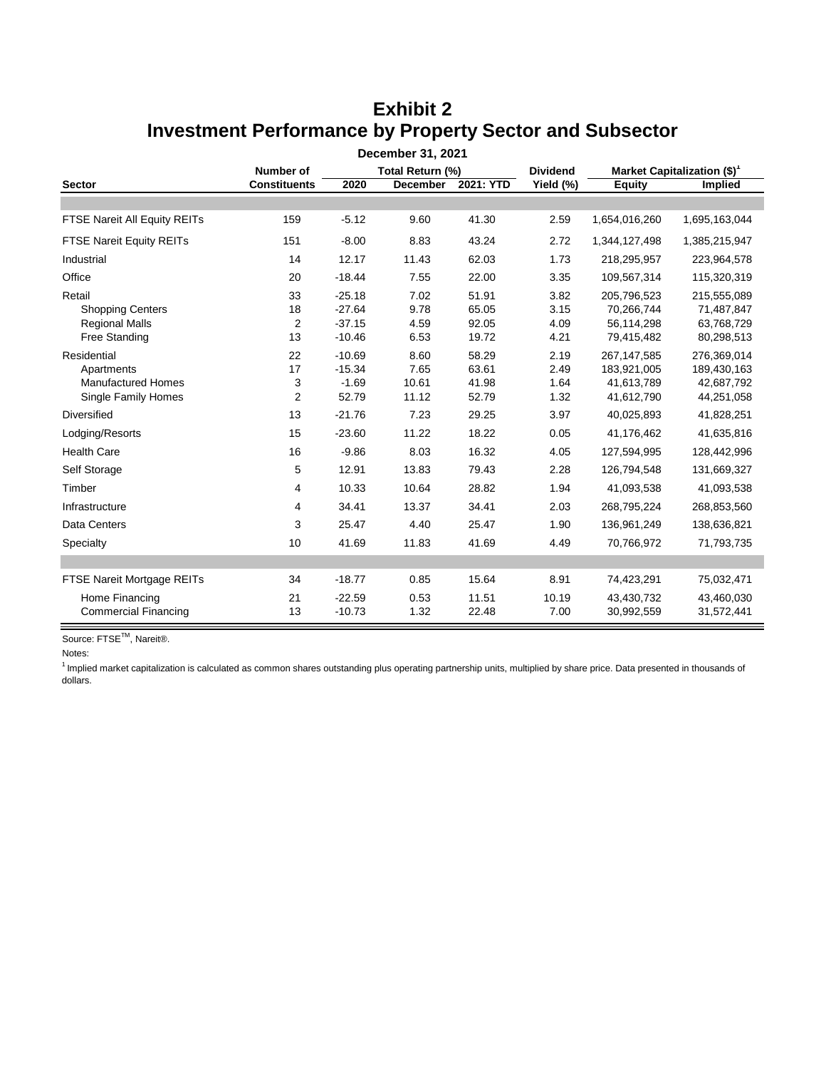# Exhibit 2
# Investment Performance by Property Sector and Subsector

**December 31, 2021**

| Sector | Number of Constituents | Total Return (%) | | | Dividend Yield (%) | Market Capitalization ($)[1] | |
|---|---|---|---|---|---|---|---|
| | | 2020 | December | 2021: YTD | | Equity | Implied |
| FTSE Nareit All Equity REITs | 159 | -5.12 | 9.60 | 41.30 | 2.59 | 1,654,016,260 | 1,695,163,044 |
| FTSE Nareit Equity REITs | 151 | -8.00 | 8.83 | 43.24 | 2.72 | 1,344,127,498 | 1,385,215,947 |
| Industrial | 14 | 12.17 | 11.43 | 62.03 | 1.73 | 218,295,957 | 223,964,578 |
| Office | 20 | -18.44 | 7.55 | 22.00 | 3.35 | 109,567,314 | 115,320,319 |
| Retail | 33 | -25.18 | 7.02 | 51.91 | 3.82 | 205,796,523 | 215,555,089 |
| Shopping Centers | 18 | -27.64 | 9.78 | 65.05 | 3.15 | 70,266,744 | 71,487,847 |
| Regional Malls | 2 | -37.15 | 4.59 | 92.05 | 4.09 | 56,114,298 | 63,768,729 |
| Free Standing | 13 | -10.46 | 6.53 | 19.72 | 4.21 | 79,415,482 | 80,298,513 |
| Residential | 22 | -10.69 | 8.60 | 58.29 | 2.19 | 267,147,585 | 276,369,014 |
| Apartments | 17 | -15.34 | 7.65 | 63.61 | 2.49 | 183,921,005 | 189,430,163 |
| Manufactured Homes | 3 | -1.69 | 10.61 | 41.98 | 1.64 | 41,613,789 | 42,687,792 |
| Single Family Homes | 2 | 52.79 | 11.12 | 52.79 | 1.32 | 41,612,790 | 44,251,058 |
| Diversified | 13 | -21.76 | 7.23 | 29.25 | 3.97 | 40,025,893 | 41,828,251 |
| Lodging/Resorts | 15 | -23.60 | 11.22 | 18.22 | 0.05 | 41,176,462 | 41,635,816 |
| Health Care | 16 | -9.86 | 8.03 | 16.32 | 4.05 | 127,594,995 | 128,442,996 |
| Self Storage | 5 | 12.91 | 13.83 | 79.43 | 2.28 | 126,794,548 | 131,669,327 |
| Timber | 4 | 10.33 | 10.64 | 28.82 | 1.94 | 41,093,538 | 41,093,538 |
| Infrastructure | 4 | 34.41 | 13.37 | 34.41 | 2.03 | 268,795,224 | 268,853,560 |
| Data Centers | 3 | 25.47 | 4.40 | 25.47 | 1.90 | 136,961,249 | 138,636,821 |
| Specialty | 10 | 41.69 | 11.83 | 41.69 | 4.49 | 70,766,972 | 71,793,735 |
| FTSE Nareit Mortgage REITs | 34 | -18.77 | 0.85 | 15.64 | 8.91 | 74,423,291 | 75,032,471 |
| Home Financing | 21 | -22.59 | 0.53 | 11.51 | 10.19 | 43,430,732 | 43,460,030 |
| Commercial Financing | 13 | -10.73 | 1.32 | 22.48 | 7.00 | 30,992,559 | 31,572,441 |

Source: FTSE™, Nareit®.

Notes:

[1] Implied market capitalization is calculated as common shares outstanding plus operating partnership units, multiplied by share price. Data presented in thousands of dollars.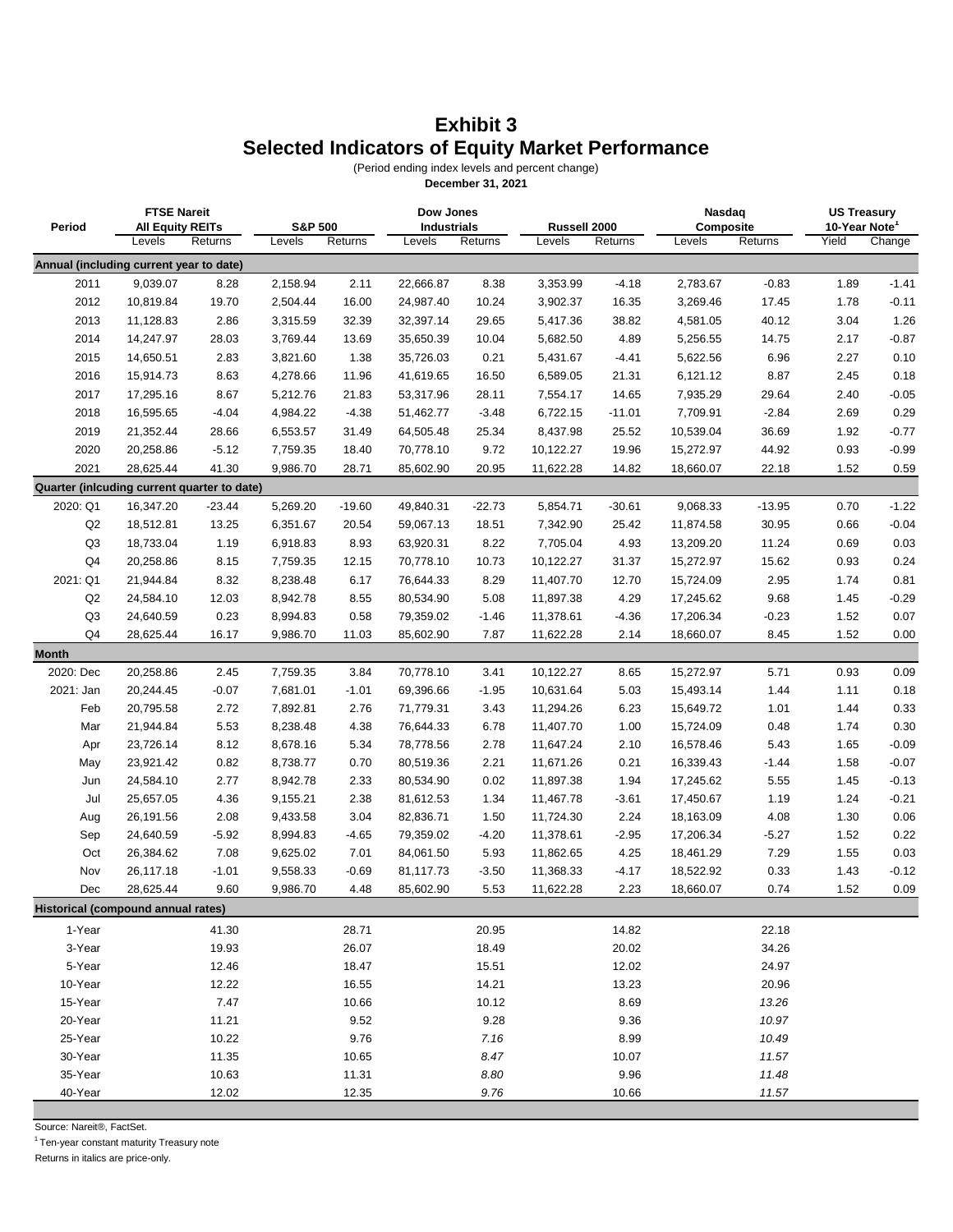# Exhibit 3
# Selected Indicators of Equity Market Performance

(Period ending index levels and percent change)

**December 31, 2021**

| Period | FTSE Nareit All Equity REITs | | S&P 500 | | Dow Jones Industrials | | Russell 2000 | | Nasdaq Composite | | US Treasury 10-Year Note[1] | |
|---|---|---|---|---|---|---|---|---|---|---|---|---|
| | Levels | Returns | Levels | Returns | Levels | Returns | Levels | Returns | Levels | Returns | Yield | Change |
| **Annual (including current year to date)** | | | | | | | | | | | | |
| 2011 | 9,039.07 | 8.28 | 2,158.94 | 2.11 | 22,666.87 | 8.38 | 3,353.99 | -4.18 | 2,783.67 | -0.83 | 1.89 | -1.41 |
| 2012 | 10,819.84 | 19.70 | 2,504.44 | 16.00 | 24,987.40 | 10.24 | 3,902.37 | 16.35 | 3,269.46 | 17.45 | 1.78 | -0.11 |
| 2013 | 11,128.83 | 2.86 | 3,315.59 | 32.39 | 32,397.14 | 29.65 | 5,417.36 | 38.82 | 4,581.05 | 40.12 | 3.04 | 1.26 |
| 2014 | 14,247.97 | 28.03 | 3,769.44 | 13.69 | 35,650.39 | 10.04 | 5,682.50 | 4.89 | 5,256.55 | 14.75 | 2.17 | -0.87 |
| 2015 | 14,650.51 | 2.83 | 3,821.60 | 1.38 | 35,726.03 | 0.21 | 5,431.67 | -4.41 | 5,622.56 | 6.96 | 2.27 | 0.10 |
| 2016 | 15,914.73 | 8.63 | 4,278.66 | 11.96 | 41,619.65 | 16.50 | 6,589.05 | 21.31 | 6,121.12 | 8.87 | 2.45 | 0.18 |
| 2017 | 17,295.16 | 8.67 | 5,212.76 | 21.83 | 53,317.96 | 28.11 | 7,554.17 | 14.65 | 7,935.29 | 29.64 | 2.40 | -0.05 |
| 2018 | 16,595.65 | -4.04 | 4,984.22 | -4.38 | 51,462.77 | -3.48 | 6,722.15 | -11.01 | 7,709.91 | -2.84 | 2.69 | 0.29 |
| 2019 | 21,352.44 | 28.66 | 6,553.57 | 31.49 | 64,505.48 | 25.34 | 8,437.98 | 25.52 | 10,539.04 | 36.69 | 1.92 | -0.77 |
| 2020 | 20,258.86 | -5.12 | 7,759.35 | 18.40 | 70,778.10 | 9.72 | 10,122.27 | 19.96 | 15,272.97 | 44.92 | 0.93 | -0.99 |
| 2021 | 28,625.44 | 41.30 | 9,986.70 | 28.71 | 85,602.90 | 20.95 | 11,622.28 | 14.82 | 18,660.07 | 22.18 | 1.52 | 0.59 |
| **Quarter (inlcuding current quarter to date)** | | | | | | | | | | | | |
| 2020: Q1 | 16,347.20 | -23.44 | 5,269.20 | -19.60 | 49,840.31 | -22.73 | 5,854.71 | -30.61 | 9,068.33 | -13.95 | 0.70 | -1.22 |
| Q2 | 18,512.81 | 13.25 | 6,351.67 | 20.54 | 59,067.13 | 18.51 | 7,342.90 | 25.42 | 11,874.58 | 30.95 | 0.66 | -0.04 |
| Q3 | 18,733.04 | 1.19 | 6,918.83 | 8.93 | 63,920.31 | 8.22 | 7,705.04 | 4.93 | 13,209.20 | 11.24 | 0.69 | 0.03 |
| Q4 | 20,258.86 | 8.15 | 7,759.35 | 12.15 | 70,778.10 | 10.73 | 10,122.27 | 31.37 | 15,272.97 | 15.62 | 0.93 | 0.24 |
| 2021: Q1 | 21,944.84 | 8.32 | 8,238.48 | 6.17 | 76,644.33 | 8.29 | 11,407.70 | 12.70 | 15,724.09 | 2.95 | 1.74 | 0.81 |
| Q2 | 24,584.10 | 12.03 | 8,942.78 | 8.55 | 80,534.90 | 5.08 | 11,897.38 | 4.29 | 17,245.62 | 9.68 | 1.45 | -0.29 |
| Q3 | 24,640.59 | 0.23 | 8,994.83 | 0.58 | 79,359.02 | -1.46 | 11,378.61 | -4.36 | 17,206.34 | -0.23 | 1.52 | 0.07 |
| Q4 | 28,625.44 | 16.17 | 9,986.70 | 11.03 | 85,602.90 | 7.87 | 11,622.28 | 2.14 | 18,660.07 | 8.45 | 1.52 | 0.00 |
| **Month** | | | | | | | | | | | | |
| 2020: Dec | 20,258.86 | 2.45 | 7,759.35 | 3.84 | 70,778.10 | 3.41 | 10,122.27 | 8.65 | 15,272.97 | 5.71 | 0.93 | 0.09 |
| 2021: Jan | 20,244.45 | -0.07 | 7,681.01 | -1.01 | 69,396.66 | -1.95 | 10,631.64 | 5.03 | 15,493.14 | 1.44 | 1.11 | 0.18 |
| Feb | 20,795.58 | 2.72 | 7,892.81 | 2.76 | 71,779.31 | 3.43 | 11,294.26 | 6.23 | 15,649.72 | 1.01 | 1.44 | 0.33 |
| Mar | 21,944.84 | 5.53 | 8,238.48 | 4.38 | 76,644.33 | 6.78 | 11,407.70 | 1.00 | 15,724.09 | 0.48 | 1.74 | 0.30 |
| Apr | 23,726.14 | 8.12 | 8,678.16 | 5.34 | 78,778.56 | 2.78 | 11,647.24 | 2.10 | 16,578.46 | 5.43 | 1.65 | -0.09 |
| May | 23,921.42 | 0.82 | 8,738.77 | 0.70 | 80,519.36 | 2.21 | 11,671.26 | 0.21 | 16,339.43 | -1.44 | 1.58 | -0.07 |
| Jun | 24,584.10 | 2.77 | 8,942.78 | 2.33 | 80,534.90 | 0.02 | 11,897.38 | 1.94 | 17,245.62 | 5.55 | 1.45 | -0.13 |
| Jul | 25,657.05 | 4.36 | 9,155.21 | 2.38 | 81,612.53 | 1.34 | 11,467.78 | -3.61 | 17,450.67 | 1.19 | 1.24 | -0.21 |
| Aug | 26,191.56 | 2.08 | 9,433.58 | 3.04 | 82,836.71 | 1.50 | 11,724.30 | 2.24 | 18,163.09 | 4.08 | 1.30 | 0.06 |
| Sep | 24,640.59 | -5.92 | 8,994.83 | -4.65 | 79,359.02 | -4.20 | 11,378.61 | -2.95 | 17,206.34 | -5.27 | 1.52 | 0.22 |
| Oct | 26,384.62 | 7.08 | 9,625.02 | 7.01 | 84,061.50 | 5.93 | 11,862.65 | 4.25 | 18,461.29 | 7.29 | 1.55 | 0.03 |
| Nov | 26,117.18 | -1.01 | 9,558.33 | -0.69 | 81,117.73 | -3.50 | 11,368.33 | -4.17 | 18,522.92 | 0.33 | 1.43 | -0.12 |
| Dec | 28,625.44 | 9.60 | 9,986.70 | 4.48 | 85,602.90 | 5.53 | 11,622.28 | 2.23 | 18,660.07 | 0.74 | 1.52 | 0.09 |
| **Historical (compound annual rates)** | | | | | | | | | | | | |
| 1-Year | | 41.30 | | 28.71 | | 20.95 | | 14.82 | | 22.18 | | |
| 3-Year | | 19.93 | | 26.07 | | 18.49 | | 20.02 | | 34.26 | | |
| 5-Year | | 12.46 | | 18.47 | | 15.51 | | 12.02 | | 24.97 | | |
| 10-Year | | 12.22 | | 16.55 | | 14.21 | | 13.23 | | 20.96 | | |
| 15-Year | | 7.47 | | 10.66 | | 10.12 | | 8.69 | | *13.26* | | |
| 20-Year | | 11.21 | | 9.52 | | 9.28 | | 9.36 | | *10.97* | | |
| 25-Year | | 10.22 | | 9.76 | | *7.16* | | 8.99 | | *10.49* | | |
| 30-Year | | 11.35 | | 10.65 | | *8.47* | | 10.07 | | *11.57* | | |
| 35-Year | | 10.63 | | 11.31 | | *8.80* | | 9.96 | | *11.48* | | |
| 40-Year | | 12.02 | | 12.35 | | *9.76* | | 10.66 | | *11.57* | | |

Source: Nareit®, FactSet.

[1] Ten-year constant maturity Treasury note

Returns in italics are price-only.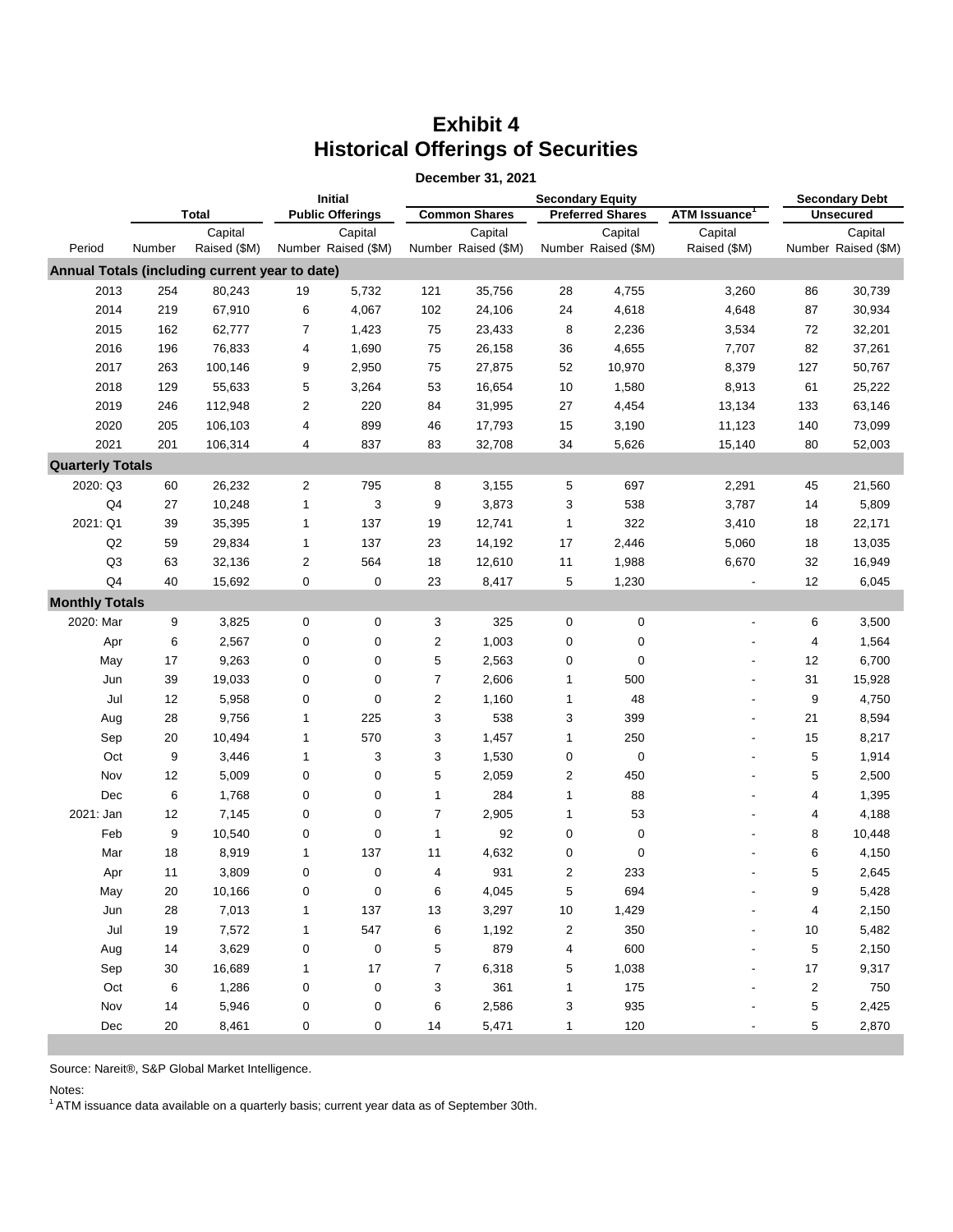# Exhibit 4
# Historical Offerings of Securities

**December 31, 2021**

| Period | Total | | Initial Public Offerings | | Secondary Equity: Common Shares | | Secondary Equity: Preferred Shares | | ATM Issuance[1] | Secondary Debt: Unsecured | |
|---|---|---|---|---|---|---|---|---|---|---|---|
| | Number | Capital Raised ($M) | Number | Capital Raised ($M) | Number | Capital Raised ($M) | Number | Capital Raised ($M) | Capital Raised ($M) | Number | Capital Raised ($M) |
| **Annual Totals (including current year to date)** | | | | | | | | | | | |
| 2013 | 254 | 80,243 | 19 | 5,732 | 121 | 35,756 | 28 | 4,755 | 3,260 | 86 | 30,739 |
| 2014 | 219 | 67,910 | 6 | 4,067 | 102 | 24,106 | 24 | 4,618 | 4,648 | 87 | 30,934 |
| 2015 | 162 | 62,777 | 7 | 1,423 | 75 | 23,433 | 8 | 2,236 | 3,534 | 72 | 32,201 |
| 2016 | 196 | 76,833 | 4 | 1,690 | 75 | 26,158 | 36 | 4,655 | 7,707 | 82 | 37,261 |
| 2017 | 263 | 100,146 | 9 | 2,950 | 75 | 27,875 | 52 | 10,970 | 8,379 | 127 | 50,767 |
| 2018 | 129 | 55,633 | 5 | 3,264 | 53 | 16,654 | 10 | 1,580 | 8,913 | 61 | 25,222 |
| 2019 | 246 | 112,948 | 2 | 220 | 84 | 31,995 | 27 | 4,454 | 13,134 | 133 | 63,146 |
| 2020 | 205 | 106,103 | 4 | 899 | 46 | 17,793 | 15 | 3,190 | 11,123 | 140 | 73,099 |
| 2021 | 201 | 106,314 | 4 | 837 | 83 | 32,708 | 34 | 5,626 | 15,140 | 80 | 52,003 |
| **Quarterly Totals** | | | | | | | | | | | |
| 2020: Q3 | 60 | 26,232 | 2 | 795 | 8 | 3,155 | 5 | 697 | 2,291 | 45 | 21,560 |
| Q4 | 27 | 10,248 | 1 | 3 | 9 | 3,873 | 3 | 538 | 3,787 | 14 | 5,809 |
| 2021: Q1 | 39 | 35,395 | 1 | 137 | 19 | 12,741 | 1 | 322 | 3,410 | 18 | 22,171 |
| Q2 | 59 | 29,834 | 1 | 137 | 23 | 14,192 | 17 | 2,446 | 5,060 | 18 | 13,035 |
| Q3 | 63 | 32,136 | 2 | 564 | 18 | 12,610 | 11 | 1,988 | 6,670 | 32 | 16,949 |
| Q4 | 40 | 15,692 | 0 | 0 | 23 | 8,417 | 5 | 1,230 | - | 12 | 6,045 |
| **Monthly Totals** | | | | | | | | | | | |
| 2020: Mar | 9 | 3,825 | 0 | 0 | 3 | 325 | 0 | 0 | - | 6 | 3,500 |
| Apr | 6 | 2,567 | 0 | 0 | 2 | 1,003 | 0 | 0 | - | 4 | 1,564 |
| May | 17 | 9,263 | 0 | 0 | 5 | 2,563 | 0 | 0 | - | 12 | 6,700 |
| Jun | 39 | 19,033 | 0 | 0 | 7 | 2,606 | 1 | 500 | - | 31 | 15,928 |
| Jul | 12 | 5,958 | 0 | 0 | 2 | 1,160 | 1 | 48 | - | 9 | 4,750 |
| Aug | 28 | 9,756 | 1 | 225 | 3 | 538 | 3 | 399 | - | 21 | 8,594 |
| Sep | 20 | 10,494 | 1 | 570 | 3 | 1,457 | 1 | 250 | - | 15 | 8,217 |
| Oct | 9 | 3,446 | 1 | 3 | 3 | 1,530 | 0 | 0 | - | 5 | 1,914 |
| Nov | 12 | 5,009 | 0 | 0 | 5 | 2,059 | 2 | 450 | - | 5 | 2,500 |
| Dec | 6 | 1,768 | 0 | 0 | 1 | 284 | 1 | 88 | - | 4 | 1,395 |
| 2021: Jan | 12 | 7,145 | 0 | 0 | 7 | 2,905 | 1 | 53 | - | 4 | 4,188 |
| Feb | 9 | 10,540 | 0 | 0 | 1 | 92 | 0 | 0 | - | 8 | 10,448 |
| Mar | 18 | 8,919 | 1 | 137 | 11 | 4,632 | 0 | 0 | - | 6 | 4,150 |
| Apr | 11 | 3,809 | 0 | 0 | 4 | 931 | 2 | 233 | - | 5 | 2,645 |
| May | 20 | 10,166 | 0 | 0 | 6 | 4,045 | 5 | 694 | - | 9 | 5,428 |
| Jun | 28 | 7,013 | 1 | 137 | 13 | 3,297 | 10 | 1,429 | - | 4 | 2,150 |
| Jul | 19 | 7,572 | 1 | 547 | 6 | 1,192 | 2 | 350 | - | 10 | 5,482 |
| Aug | 14 | 3,629 | 0 | 0 | 5 | 879 | 4 | 600 | - | 5 | 2,150 |
| Sep | 30 | 16,689 | 1 | 17 | 7 | 6,318 | 5 | 1,038 | - | 17 | 9,317 |
| Oct | 6 | 1,286 | 0 | 0 | 3 | 361 | 1 | 175 | - | 2 | 750 |
| Nov | 14 | 5,946 | 0 | 0 | 6 | 2,586 | 3 | 935 | - | 5 | 2,425 |
| Dec | 20 | 8,461 | 0 | 0 | 14 | 5,471 | 1 | 120 | - | 5 | 2,870 |

Source: Nareit®, S&P Global Market Intelligence.

Notes:
[1] ATM issuance data available on a quarterly basis; current year data as of September 30th.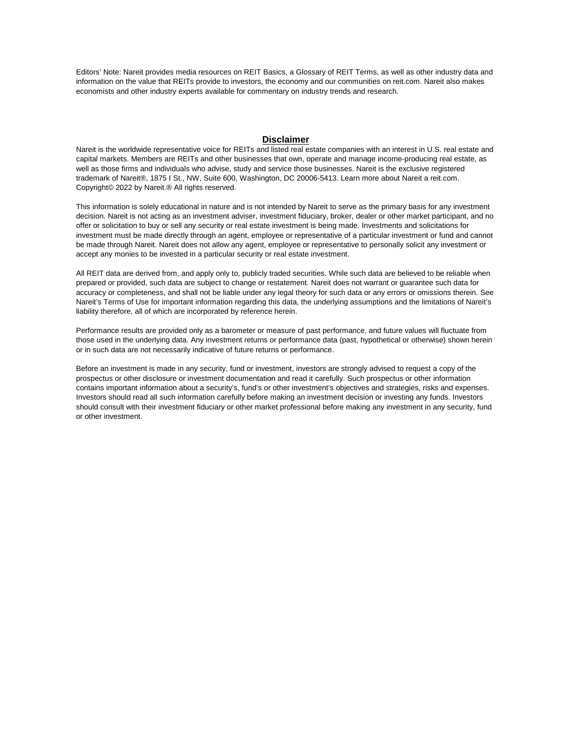Editors' Note: Nareit provides media resources on REIT Basics, a Glossary of REIT Terms, as well as other industry data and information on the value that REITs provide to investors, the economy and our communities on reit.com. Nareit also makes economists and other industry experts available for commentary on industry trends and research.

## Disclaimer

Nareit is the worldwide representative voice for REITs and listed real estate companies with an interest in U.S. real estate and capital markets. Members are REITs and other businesses that own, operate and manage income-producing real estate, as well as those firms and individuals who advise, study and service those businesses. Nareit is the exclusive registered trademark of Nareit®, 1875 I St., NW, Suite 600, Washington, DC 20006-5413. Learn more about Nareit a reit.com. Copyright© 2022 by Nareit.® All rights reserved.

This information is solely educational in nature and is not intended by Nareit to serve as the primary basis for any investment decision. Nareit is not acting as an investment adviser, investment fiduciary, broker, dealer or other market participant, and no offer or solicitation to buy or sell any security or real estate investment is being made. Investments and solicitations for investment must be made directly through an agent, employee or representative of a particular investment or fund and cannot be made through Nareit. Nareit does not allow any agent, employee or representative to personally solicit any investment or accept any monies to be invested in a particular security or real estate investment.

All REIT data are derived from, and apply only to, publicly traded securities. While such data are believed to be reliable when prepared or provided, such data are subject to change or restatement. Nareit does not warrant or guarantee such data for accuracy or completeness, and shall not be liable under any legal theory for such data or any errors or omissions therein. See Nareit's Terms of Use for important information regarding this data, the underlying assumptions and the limitations of Nareit's liability therefore, all of which are incorporated by reference herein.

Performance results are provided only as a barometer or measure of past performance, and future values will fluctuate from those used in the underlying data. Any investment returns or performance data (past, hypothetical or otherwise) shown herein or in such data are not necessarily indicative of future returns or performance.

Before an investment is made in any security, fund or investment, investors are strongly advised to request a copy of the prospectus or other disclosure or investment documentation and read it carefully. Such prospectus or other information contains important information about a security's, fund's or other investment's objectives and strategies, risks and expenses. Investors should read all such information carefully before making an investment decision or investing any funds. Investors should consult with their investment fiduciary or other market professional before making any investment in any security, fund or other investment.